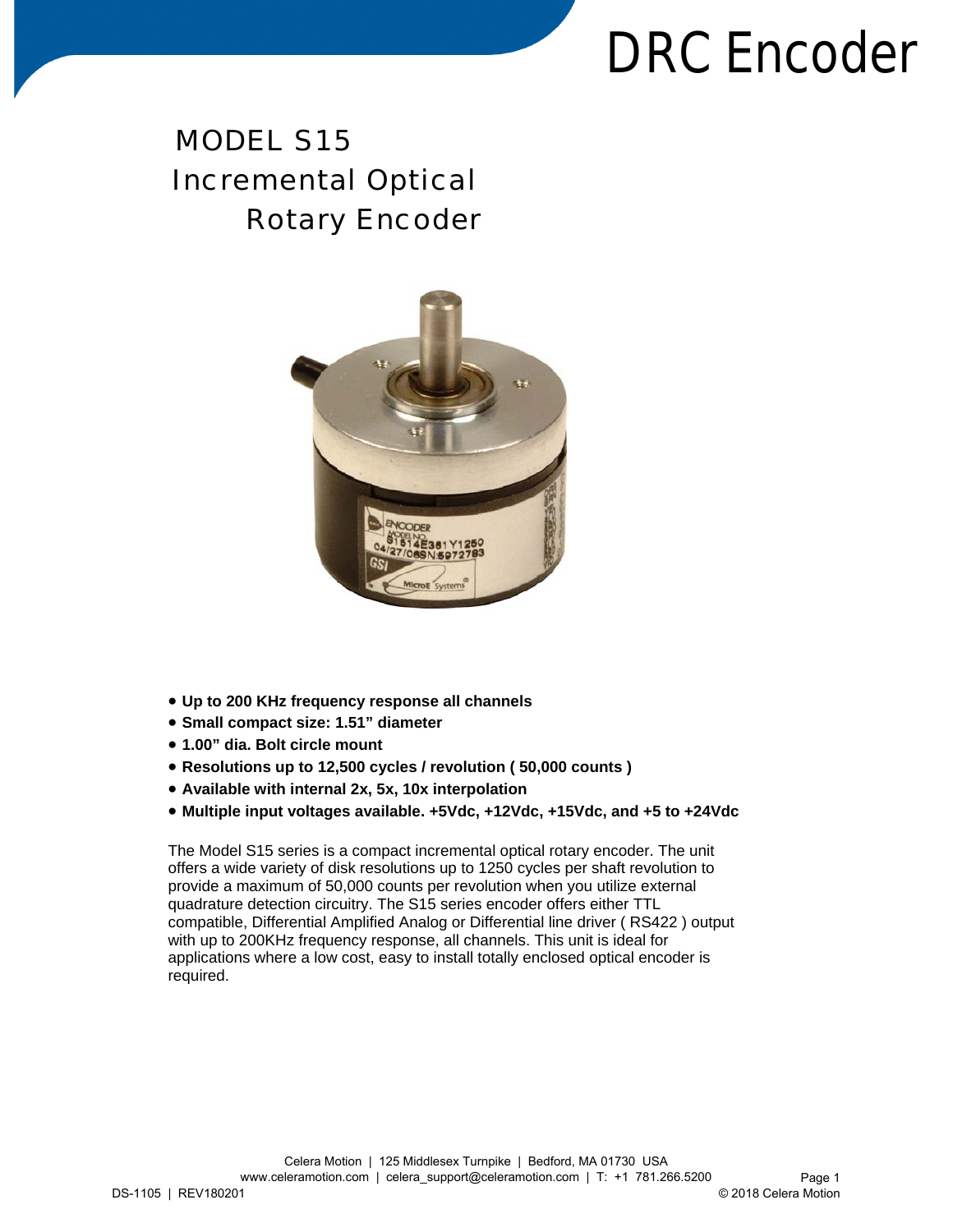# DRC Encoder

## MODEL S15
## Incremental Optical Rotary Encoder

- **Up to 200 KHz frequency response all channels**
- **Small compact size: 1.51" diameter**
- **1.00" dia. Bolt circle mount**
- **Resolutions up to 12,500 cycles / revolution ( 50,000 counts )**
- **Available with internal 2x, 5x, 10x interpolation**
- **Multiple input voltages available. +5Vdc, +12Vdc, +15Vdc, and +5 to +24Vdc**

The Model S15 series is a compact incremental optical rotary encoder. The unit offers a wide variety of disk resolutions up to 1250 cycles per shaft revolution to provide a maximum of 50,000 counts per revolution when you utilize external quadrature detection circuitry. The S15 series encoder offers either TTL compatible, Differential Amplified Analog or Differential line driver ( RS422 ) output with up to 200KHz frequency response, all channels. This unit is ideal for applications where a low cost, easy to install totally enclosed optical encoder is required.

Celera Motion | 125 Middlesex Turnpike | Bedford, MA 01730 USA
www.celeramotion.com | celera_support@celeramotion.com | T: +1 781.266.5200

DS-1105 | REV180201

© 2018 Celera Motion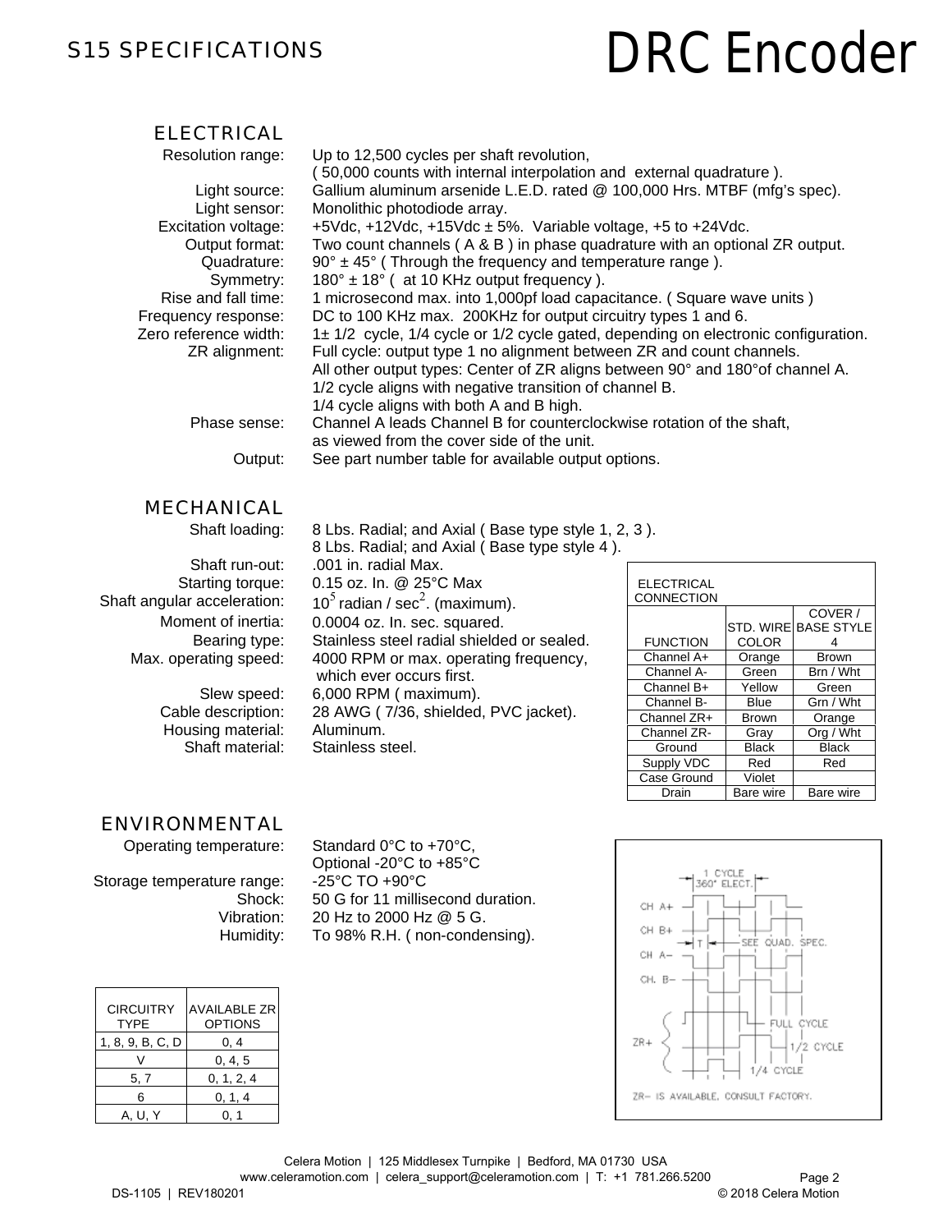# S15 SPECIFICATIONS

# DRC Encoder

## ELECTRICAL

Resolution range: Up to 12,500 cycles per shaft revolution, ( 50,000 counts with internal interpolation and external quadrature ).
Light source: Gallium aluminum arsenide L.E.D. rated @ 100,000 Hrs. MTBF (mfg's spec).
Light sensor: Monolithic photodiode array.
Excitation voltage: +5Vdc, +12Vdc, +15Vdc ± 5%. Variable voltage, +5 to +24Vdc.
Output format: Two count channels ( A & B ) in phase quadrature with an optional ZR output.
Quadrature: 90° ± 45° ( Through the frequency and temperature range ).
Symmetry: 180° ± 18° ( at 10 KHz output frequency ).
Rise and fall time: 1 microsecond max. into 1,000pf load capacitance. ( Square wave units )
Frequency response: DC to 100 KHz max. 200KHz for output circuitry types 1 and 6.
Zero reference width: 1± 1/2 cycle, 1/4 cycle or 1/2 cycle gated, depending on electronic configuration.
ZR alignment: Full cycle: output type 1 no alignment between ZR and count channels.
All other output types: Center of ZR aligns between 90° and 180°of channel A.
1/2 cycle aligns with negative transition of channel B.
1/4 cycle aligns with both A and B high.
Phase sense: Channel A leads Channel B for counterclockwise rotation of the shaft, as viewed from the cover side of the unit.
Output: See part number table for available output options.

## MECHANICAL

Shaft loading: 8 Lbs. Radial; and Axial ( Base type style 1, 2, 3 ).
8 Lbs. Radial; and Axial ( Base type style 4 ).
Shaft run-out: .001 in. radial Max.
Starting torque: 0.15 oz. In. @ 25°C Max
Shaft angular acceleration: $10^5$ radian / sec$^2$. (maximum).
Moment of inertia: 0.0004 oz. In. sec. squared.
Bearing type: Stainless steel radial shielded or sealed.
Max. operating speed: 4000 RPM or max. operating frequency, which ever occurs first.
Slew speed: 6,000 RPM ( maximum).
Cable description: 28 AWG ( 7/36, shielded, PVC jacket).
Housing material: Aluminum.
Shaft material: Stainless steel.

| ELECTRICAL CONNECTION | | |
|---|---|---|
| FUNCTION | STD. WIRE COLOR | COVER / BASE STYLE 4 |
| Channel A+ | Orange | Brown |
| Channel A- | Green | Brn / Wht |
| Channel B+ | Yellow | Green |
| Channel B- | Blue | Grn / Wht |
| Channel ZR+ | Brown | Orange |
| Channel ZR- | Gray | Org / Wht |
| Ground | Black | Black |
| Supply VDC | Red | Red |
| Case Ground | Violet | |
| Drain | Bare wire | Bare wire |

## ENVIRONMENTAL

Operating temperature: Standard 0°C to +70°C, Optional -20°C to +85°C
Storage temperature range: -25°C TO +90°C
Shock: 50 G for 11 millisecond duration.
Vibration: 20 Hz to 2000 Hz @ 5 G.
Humidity: To 98% R.H. ( non-condensing).

| CIRCUITRY TYPE | AVAILABLE ZR OPTIONS |
|---|---|
| 1, 8, 9, B, C, D | 0, 4 |
| V | 0, 4, 5 |
| 5, 7 | 0, 1, 2, 4 |
| 6 | 0, 1, 4 |
| A, U, Y | 0, 1 |

1 CYCLE 360° ELECT.
CH A+
CH B+
T SEE QUAD. SPEC.
CH A−
CH. B−
ZR+ FULL CYCLE
1/2 CYCLE
1/4 CYCLE
ZR− IS AVAILABLE, CONSULT FACTORY.

Celera Motion | 125 Middlesex Turnpike | Bedford, MA 01730 USA
www.celeramotion.com | celera_support@celeramotion.com | T: +1 781.266.5200
DS-1105 | REV180201 © 2018 Celera Motion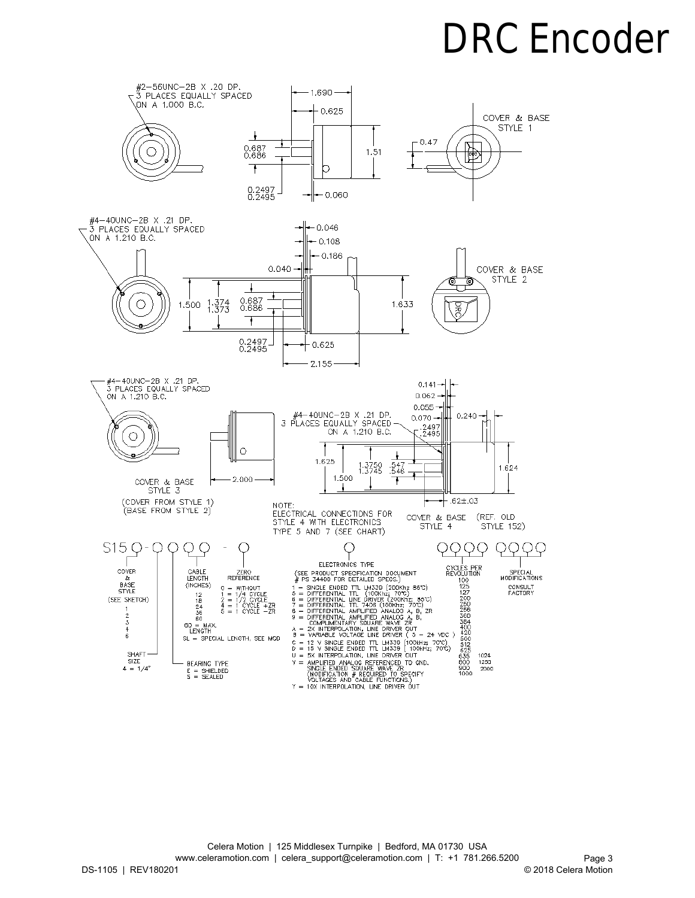# DRC Encoder

#2-56UNC-2B X .20 DP.
3 PLACES EQUALLY SPACED
ON A 1.000 B.C.

1.690
0.625
0.687
0.686
1.51
0.2497
0.2495
0.060
0.47

COVER & BASE
STYLE 1

#4-40UNC-2B X .21 DP.
3 PLACES EQUALLY SPACED
ON A 1.210 B.C.

0.046
0.108
0.186
0.040
1.500
1.374
1.373
0.687
0.686
1.633
0.2497
0.2495
0.625
2.155

COVER & BASE
STYLE 2

#4-40UNC-2B X .21 DP.
3 PLACES EQUALLY SPACED
ON A 1.210 B.C.

2.000

COVER & BASE
STYLE 3

(COVER FROM STYLE 1)
(BASE FROM STYLE 2)

0.141
0.062
0.055
#4-40UNC-2B X .21 DP.
3 PLACES EQUALLY SPACED
ON A 1.210 B.C.
0.070
.2497
.2495
0.240
1.625
1.3750
1.3745
.547
.546
1.500
1.624
.62±.03

NOTE:
ELECTRICAL CONNECTIONS FOR
STYLE 4 WITH ELECTRONICS
TYPE 5 AND 7 (SEE CHART)

COVER & BASE
STYLE 4 (REF. OLD STYLE 152)

S15 ○ - ○ ○ ○ ○ - ○ ○ ○○○○ ○○○○

**COVER & BASE STYLE** (SEE SKETCH)
1
2
3
4
6

**SHAFT SIZE**
4 = 1/4"

**CABLE LENGTH** (INCHES)
12
18
24
36
60
60 = MAX. LENGTH
SL = SPECIAL LENGTH, SEE MOD

**BEARING TYPE**
E = SHIELDED
S = SEALED

**ZERO REFERENCE**
0 = WITHOUT
1 = 1/4 CYCLE
2 = 1/2 CYCLE
4 = 1 CYCLE +ZR
5 = 1 CYCLE -ZR

**ELECTRONICS TYPE**
(SEE PRODUCT SPECIFICATION DOCUMENT # PS 34400 FOR DETAILED SPECS.)
1 = SINGLE ENDED TTL LM339 (200Khz 85°C)
5 = DIFFERENTIAL TTL (100Khz; 70°C)
6 = DIFFERENTIAL LINE DRIVER (200Khz; 85°C)
7 = DIFFERENTIAL TTL 7406 (100Khz; 70°C)
8 = DIFFERENTIAL AMPLIFIED ANALOG A, B, ZR
9 = DIFFERENTIAL AMPLIFIED ANALOG A, B, COMPLIMENTARY SQUARE WAVE ZR
A = 2X INTERPOLATION, LINE DRIVER OUT
B = VARIABLE VOLTAGE LINE DRIVER ( 5 - 24 VDC )
C = 12 V SINGLE ENDED TTL LM339 (100kHz; 70°C)
D = 15 V SINGLE ENDED TTL LM339 ( 100kHz; 70°C)
U = 5X INTERPOLATION, LINE DRIVER OUT
V = AMPLIFIED ANALOG REFERENCED TO GND. SINGLE ENDED SQUARE WAVE ZR (MODIFICATION # REQUIRED TO SPECIFY VOLTAGES AND CABLE FUNCTIONS.)
Y = 10X INTERPOLATION, LINE DRIVER OUT

**CYCLES PER REVOLUTION**
100
125
127
200
250
256
360
364
400
420
500
512
625
635 1024
800 1250
900 2000
1000

**SPECIAL MODIFICATIONS**
CONSULT FACTORY

Celera Motion | 125 Middlesex Turnpike | Bedford, MA 01730 USA
www.celeramotion.com | celera_support@celeramotion.com | T: +1 781.266.5200
DS-1105 | REV180201
© 2018 Celera Motion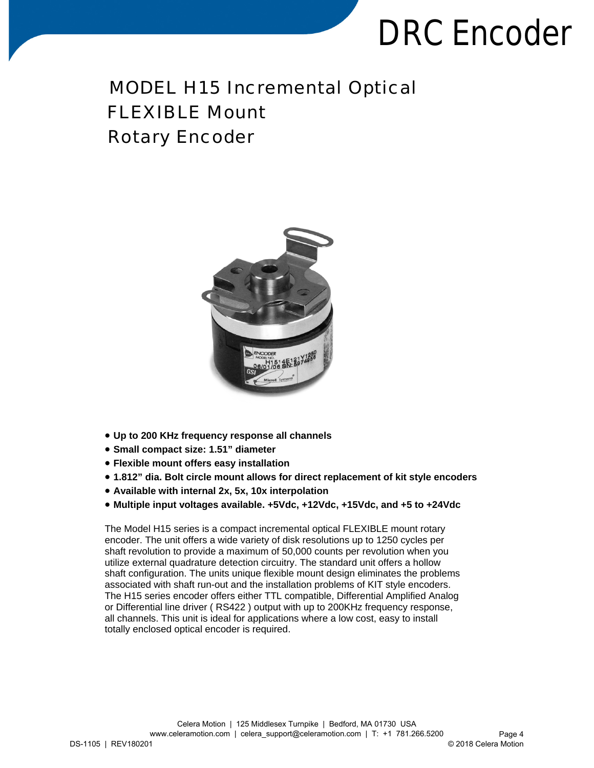# DRC Encoder

## MODEL H15 Incremental Optical FLEXIBLE Mount Rotary Encoder

- **Up to 200 KHz frequency response all channels**
- **Small compact size: 1.51" diameter**
- **Flexible mount offers easy installation**
- **1.812" dia. Bolt circle mount allows for direct replacement of kit style encoders**
- **Available with internal 2x, 5x, 10x interpolation**
- **Multiple input voltages available. +5Vdc, +12Vdc, +15Vdc, and +5 to +24Vdc**

The Model H15 series is a compact incremental optical FLEXIBLE mount rotary encoder. The unit offers a wide variety of disk resolutions up to 1250 cycles per shaft revolution to provide a maximum of 50,000 counts per revolution when you utilize external quadrature detection circuitry. The standard unit offers a hollow shaft configuration. The units unique flexible mount design eliminates the problems associated with shaft run-out and the installation problems of KIT style encoders. The H15 series encoder offers either TTL compatible, Differential Amplified Analog or Differential line driver ( RS422 ) output with up to 200KHz frequency response, all channels. This unit is ideal for applications where a low cost, easy to install totally enclosed optical encoder is required.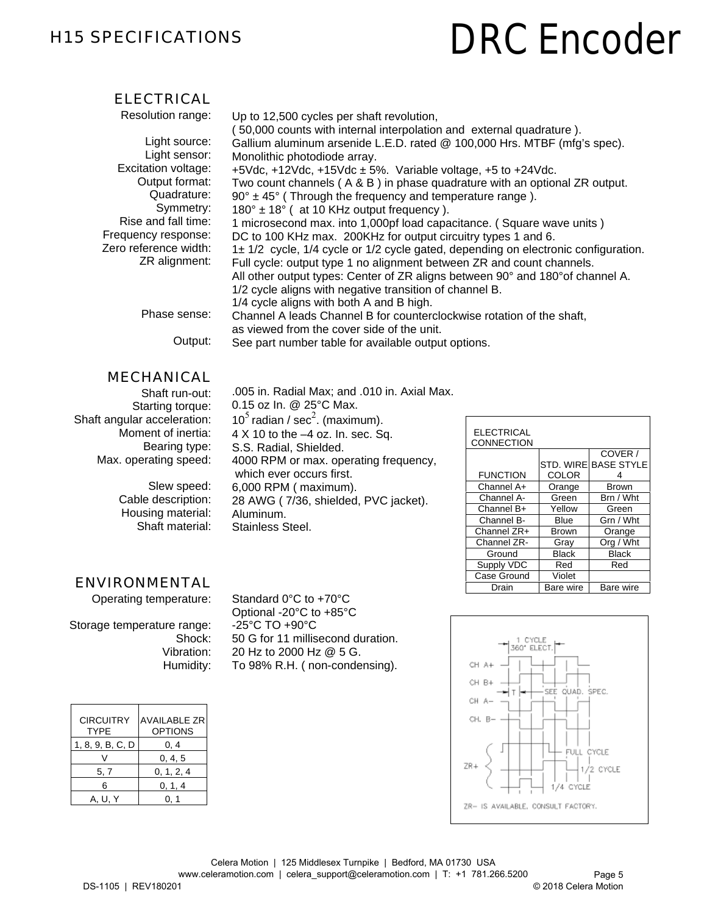# H15 SPECIFICATIONS

# DRC Encoder

## ELECTRICAL

**Resolution range:** Up to 12,500 cycles per shaft revolution, ( 50,000 counts with internal interpolation and external quadrature ).
**Light source:** Gallium aluminum arsenide L.E.D. rated @ 100,000 Hrs. MTBF (mfg's spec).
**Light sensor:** Monolithic photodiode array.
**Excitation voltage:** +5Vdc, +12Vdc, +15Vdc ± 5%. Variable voltage, +5 to +24Vdc.
**Output format:** Two count channels ( A & B ) in phase quadrature with an optional ZR output.
**Quadrature:** 90° ± 45° ( Through the frequency and temperature range ).
**Symmetry:** 180° ± 18° ( at 10 KHz output frequency ).
**Rise and fall time:** 1 microsecond max. into 1,000pf load capacitance. ( Square wave units )
**Frequency response:** DC to 100 KHz max. 200KHz for output circuitry types 1 and 6.
**Zero reference width:** 1± 1/2 cycle, 1/4 cycle or 1/2 cycle gated, depending on electronic configuration.
**ZR alignment:** Full cycle: output type 1 no alignment between ZR and count channels.
All other output types: Center of ZR aligns between 90° and 180°of channel A.
1/2 cycle aligns with negative transition of channel B.
1/4 cycle aligns with both A and B high.
**Phase sense:** Channel A leads Channel B for counterclockwise rotation of the shaft, as viewed from the cover side of the unit.
**Output:** See part number table for available output options.

## MECHANICAL

**Shaft run-out:** .005 in. Radial Max; and .010 in. Axial Max.
**Starting torque:** 0.15 oz In. @ 25°C Max.
**Shaft angular acceleration:** $10^5$ radian / $sec^2$. (maximum).
**Moment of inertia:** 4 X 10 to the –4 oz. In. sec. Sq.
**Bearing type:** S.S. Radial, Shielded.
**Max. operating speed:** 4000 RPM or max. operating frequency, which ever occurs first.
**Slew speed:** 6,000 RPM ( maximum).
**Cable description:** 28 AWG ( 7/36, shielded, PVC jacket).
**Housing material:** Aluminum.
**Shaft material:** Stainless Steel.

| ELECTRICAL CONNECTION | | |
|---|---|---|
| FUNCTION | STD. WIRE COLOR | COVER / BASE STYLE 4 |
| Channel A+ | Orange | Brown |
| Channel A- | Green | Brn / Wht |
| Channel B+ | Yellow | Green |
| Channel B- | Blue | Grn / Wht |
| Channel ZR+ | Brown | Orange |
| Channel ZR- | Gray | Org / Wht |
| Ground | Black | Black |
| Supply VDC | Red | Red |
| Case Ground | Violet | |
| Drain | Bare wire | Bare wire |

## ENVIRONMENTAL

**Operating temperature:** Standard 0°C to +70°C
Optional -20°C to +85°C
**Storage temperature range:** -25°C TO +90°C
**Shock:** 50 G for 11 millisecond duration.
**Vibration:** 20 Hz to 2000 Hz @ 5 G.
**Humidity:** To 98% R.H. ( non-condensing).

| CIRCUITRY TYPE | AVAILABLE ZR OPTIONS |
|---|---|
| 1, 8, 9, B, C, D | 0, 4 |
| V | 0, 4, 5 |
| 5, 7 | 0, 1, 2, 4 |
| 6 | 0, 1, 4 |
| A, U, Y | 0, 1 |

1 CYCLE 360° ELECT.
CH A+
CH B+
T — SEE QUAD. SPEC.
CH A–
CH. B–
ZR+ FULL CYCLE
1/2 CYCLE
1/4 CYCLE
ZR– IS AVAILABLE, CONSULT FACTORY.

Celera Motion | 125 Middlesex Turnpike | Bedford, MA 01730 USA
www.celeramotion.com | celera_support@celeramotion.com | T: +1 781.266.5200
DS-1105 | REV180201
© 2018 Celera Motion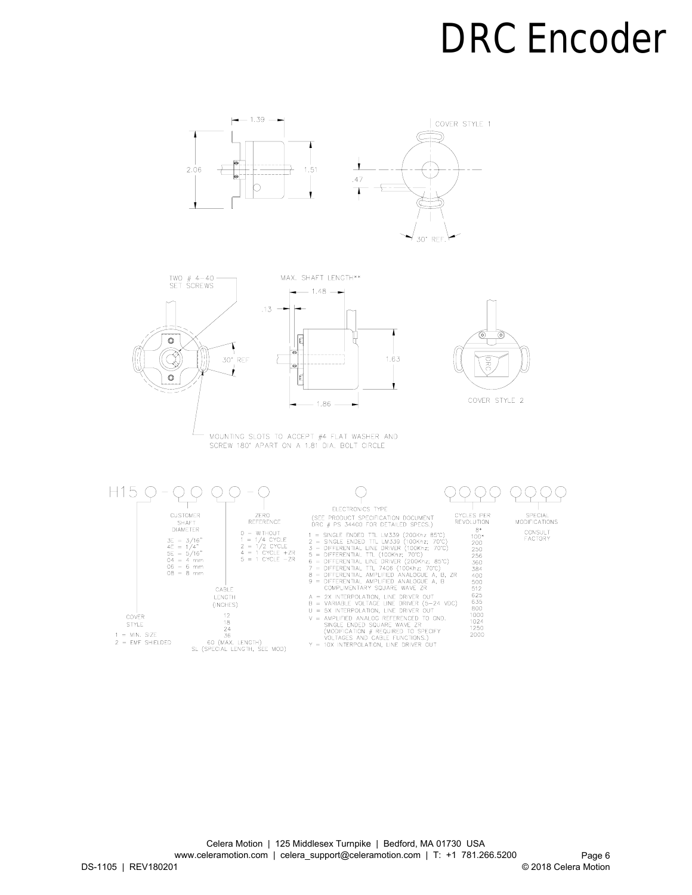# DRC Encoder

1.39

COVER STYLE 1

2.06

1.51

.47

30° REF.

TWO # 4-40 SET SCREWS

MAX. SHAFT LENGTH**

1.48

.13

30° REF

1.63

1.86

COVER STYLE 2

MOUNTING SLOTS TO ACCEPT #4 FLAT WASHER AND SCREW 180° APART ON A 1.81 DIA. BOLT CIRCLE

H15 ○ - ○ ○ ○ ○ - ○ ○ ○○○○ ○○○○

**COVER STYLE**
1 = MIN. SIZE
2 = EMF SHIELDED

**CUSTOMER SHAFT DIAMETER**
3E = 3/16"
4E = 1/4"
5E = 5/16"
04 = 4 mm
06 = 6 mm
08 = 8 mm

**CABLE LENGTH (INCHES)**
12
18
24
36
60 (MAX. LENGTH)
SL (SPECIAL LENGTH, SEE MOD)

**ZERO REFERENCE**
0 = WITHOUT
1 = 1/4 CYCLE
2 = 1/2 CYCLE
4 = 1 CYCLE +ZR
5 = 1 CYCLE -ZR

**ELECTRONICS TYPE**
(SEE PRODUCT SPECIFICATION DOCUMENT DRC # PS 34400 FOR DETAILED SPECS.)
1 = SINGLE ENDED TTL LM339 (200Khz; 85°C)
2 = SINGLE ENDED TTL LM339 (100Khz; 70°C)
3 = DIFFERENTIAL LINE DRIVER (100Khz; 70°C)
5 = DIFFERENTIAL TTL (100Khz; 70°C)
6 = DIFFERENTIAL LINE DRIVER (200Khz; 85°C)
7 = DIFFERENTIAL TTL 7406 (100Khz; 70°C)
8 = DIFFERENTIAL AMPLIFIED ANALOGUE A, B, ZR
9 = DIFFERENTIAL AMPLIFIED ANALOGUE A, B COMPLIMENTARY SQUARE WAVE ZR
A = 2X INTERPOLATION, LINE DRIVER OUT
B = VARIABLE VOLTAGE LINE DRIVER (5-24 VDC)
U = 5X INTERPOLATION, LINE DRIVER OUT
V = AMPLIFIED ANALOG REFERENCED TO GND. SINGLE ENDED SQUARE WAVE ZR (MODIFICATION # REQUIRED TO SPECIFY VOLTAGES AND CABLE FUNCTIONS.)
Y = 10X INTERPOLATION, LINE DRIVER OUT

**CYCLES PER REVOLUTION**
8*
100*
200
250
256
360
384
400
500
512
625
635
800
1000
1024
1250
2000

**SPECIAL MODIFICATIONS**
CONSULT FACTORY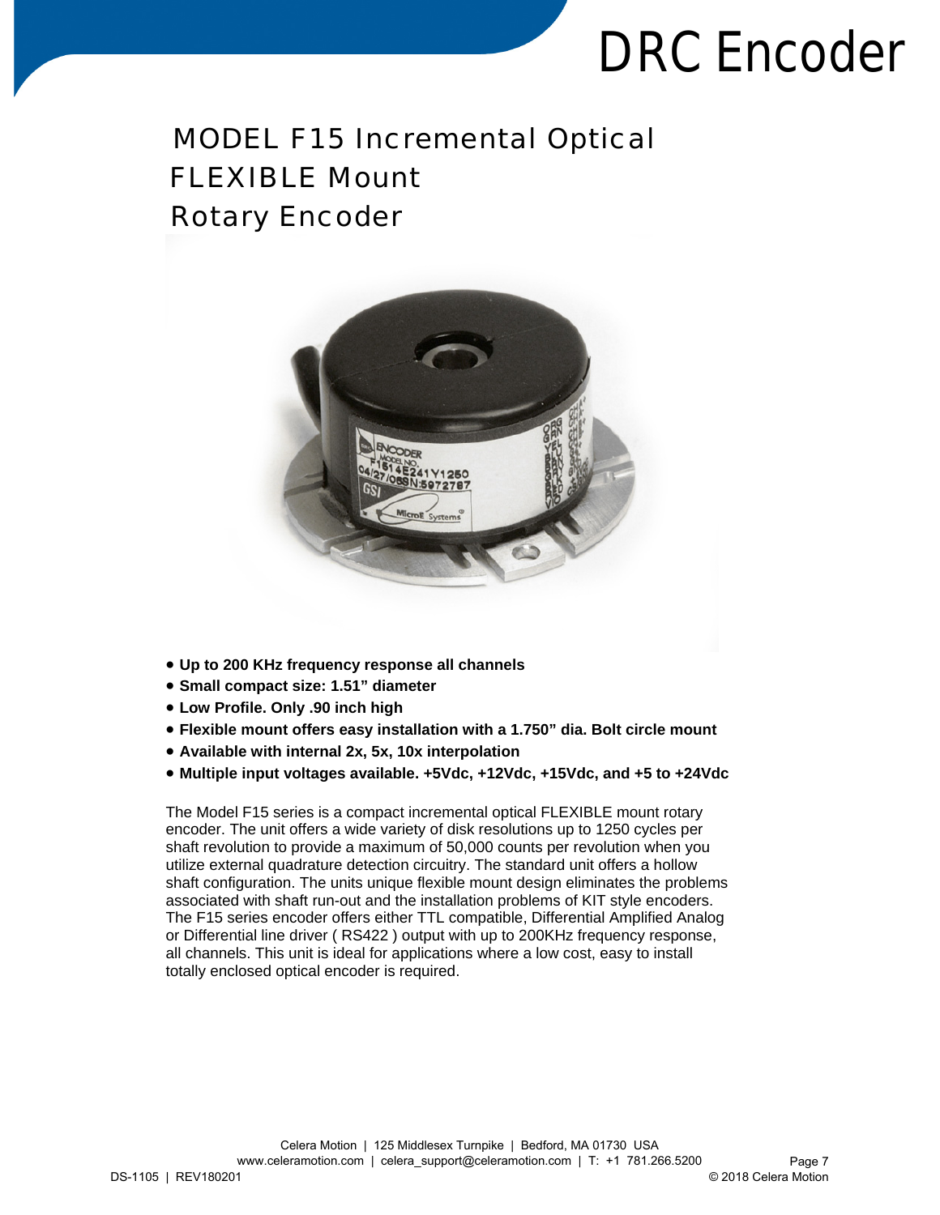# DRC Encoder

## MODEL F15 Incremental Optical FLEXIBLE Mount Rotary Encoder

- **Up to 200 KHz frequency response all channels**
- **Small compact size: 1.51" diameter**
- **Low Profile. Only .90 inch high**
- **Flexible mount offers easy installation with a 1.750" dia. Bolt circle mount**
- **Available with internal 2x, 5x, 10x interpolation**
- **Multiple input voltages available. +5Vdc, +12Vdc, +15Vdc, and +5 to +24Vdc**

The Model F15 series is a compact incremental optical FLEXIBLE mount rotary encoder. The unit offers a wide variety of disk resolutions up to 1250 cycles per shaft revolution to provide a maximum of 50,000 counts per revolution when you utilize external quadrature detection circuitry. The standard unit offers a hollow shaft configuration. The units unique flexible mount design eliminates the problems associated with shaft run-out and the installation problems of KIT style encoders. The F15 series encoder offers either TTL compatible, Differential Amplified Analog or Differential line driver ( RS422 ) output with up to 200KHz frequency response, all channels. This unit is ideal for applications where a low cost, easy to install totally enclosed optical encoder is required.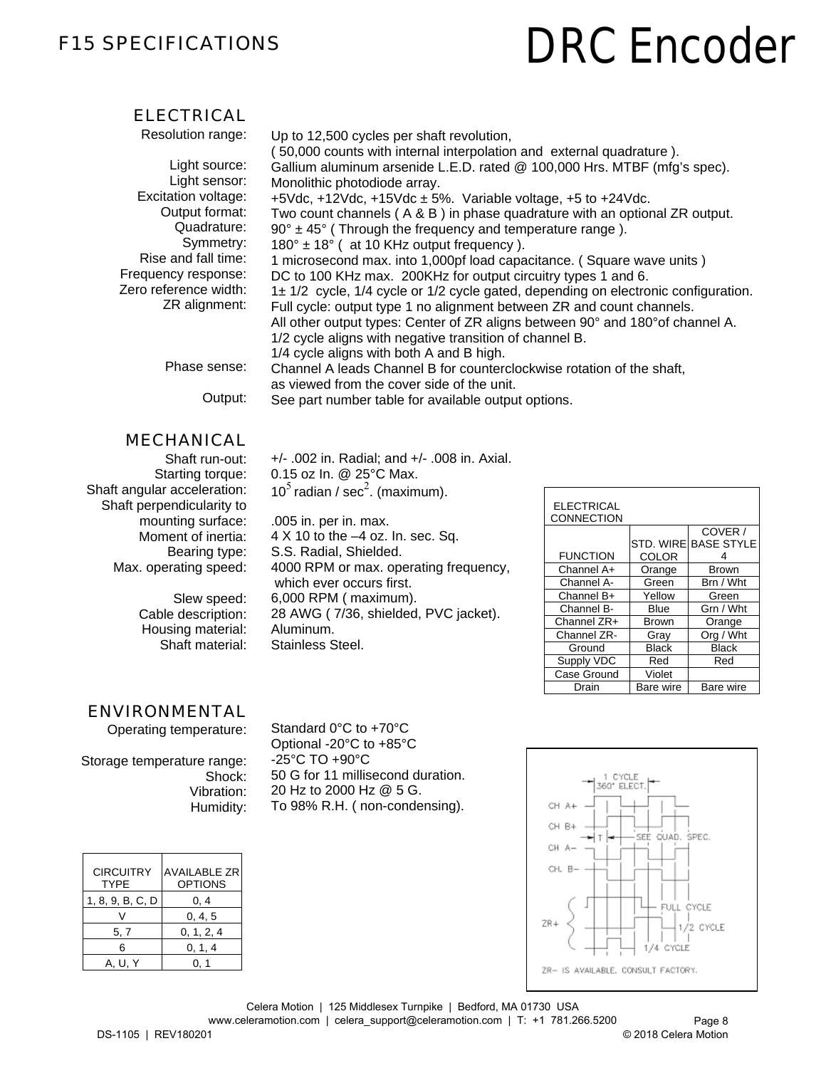# F15 SPECIFICATIONS

# DRC Encoder

## ELECTRICAL

Resolution range: Up to 12,500 cycles per shaft revolution, ( 50,000 counts with internal interpolation and external quadrature ).

Light source: Gallium aluminum arsenide L.E.D. rated @ 100,000 Hrs. MTBF (mfg's spec).

Light sensor: Monolithic photodiode array.

Excitation voltage: +5Vdc, +12Vdc, +15Vdc ± 5%. Variable voltage, +5 to +24Vdc.

Output format: Two count channels ( A & B ) in phase quadrature with an optional ZR output.

Quadrature: 90° ± 45° ( Through the frequency and temperature range ).

Symmetry: 180° ± 18° ( at 10 KHz output frequency ).

Rise and fall time: 1 microsecond max. into 1,000pf load capacitance. ( Square wave units )

Frequency response: DC to 100 KHz max. 200KHz for output circuitry types 1 and 6.

Zero reference width: 1± 1/2 cycle, 1/4 cycle or 1/2 cycle gated, depending on electronic configuration.

ZR alignment: Full cycle: output type 1 no alignment between ZR and count channels.
All other output types: Center of ZR aligns between 90° and 180°of channel A.
1/2 cycle aligns with negative transition of channel B.
1/4 cycle aligns with both A and B high.

Phase sense: Channel A leads Channel B for counterclockwise rotation of the shaft, as viewed from the cover side of the unit.

Output: See part number table for available output options.

## MECHANICAL

Shaft run-out: +/- .002 in. Radial; and +/- .008 in. Axial.

Starting torque: 0.15 oz In. @ 25°C Max.

Shaft angular acceleration: $10^5$ radian / sec$^2$. (maximum).

Shaft perpendicularity to mounting surface: .005 in. per in. max.

Moment of inertia: 4 X 10 to the –4 oz. In. sec. Sq.

Bearing type: S.S. Radial, Shielded.

Max. operating speed: 4000 RPM or max. operating frequency, which ever occurs first.

Slew speed: 6,000 RPM ( maximum).

Cable description: 28 AWG ( 7/36, shielded, PVC jacket).

Housing material: Aluminum.

Shaft material: Stainless Steel.

| ELECTRICAL CONNECTION | | |
|---|---|---|
| FUNCTION | STD. WIRE COLOR | COVER / BASE STYLE 4 |
| Channel A+ | Orange | Brown |
| Channel A- | Green | Brn / Wht |
| Channel B+ | Yellow | Green |
| Channel B- | Blue | Grn / Wht |
| Channel ZR+ | Brown | Orange |
| Channel ZR- | Gray | Org / Wht |
| Ground | Black | Black |
| Supply VDC | Red | Red |
| Case Ground | Violet | |
| Drain | Bare wire | Bare wire |

## ENVIRONMENTAL

Operating temperature: Standard 0°C to +70°C
Optional -20°C to +85°C

Storage temperature range: -25°C TO +90°C

Shock: 50 G for 11 millisecond duration.

Vibration: 20 Hz to 2000 Hz @ 5 G.

Humidity: To 98% R.H. ( non-condensing).

| CIRCUITRY TYPE | AVAILABLE ZR OPTIONS |
|---|---|
| 1, 8, 9, B, C, D | 0, 4 |
| V | 0, 4, 5 |
| 5, 7 | 0, 1, 2, 4 |
| 6 | 0, 1, 4 |
| A, U, Y | 0, 1 |

1 CYCLE 360° ELECT.
CH A+
CH B+
CH A−
CH. B−
T — SEE QUAD. SPEC.
ZR+ FULL CYCLE, 1/2 CYCLE, 1/4 CYCLE
ZR− IS AVAILABLE, CONSULT FACTORY.

Celera Motion | 125 Middlesex Turnpike | Bedford, MA 01730 USA
www.celeramotion.com | celera_support@celeramotion.com | T: +1 781.266.5200

DS-1105 | REV180201 © 2018 Celera Motion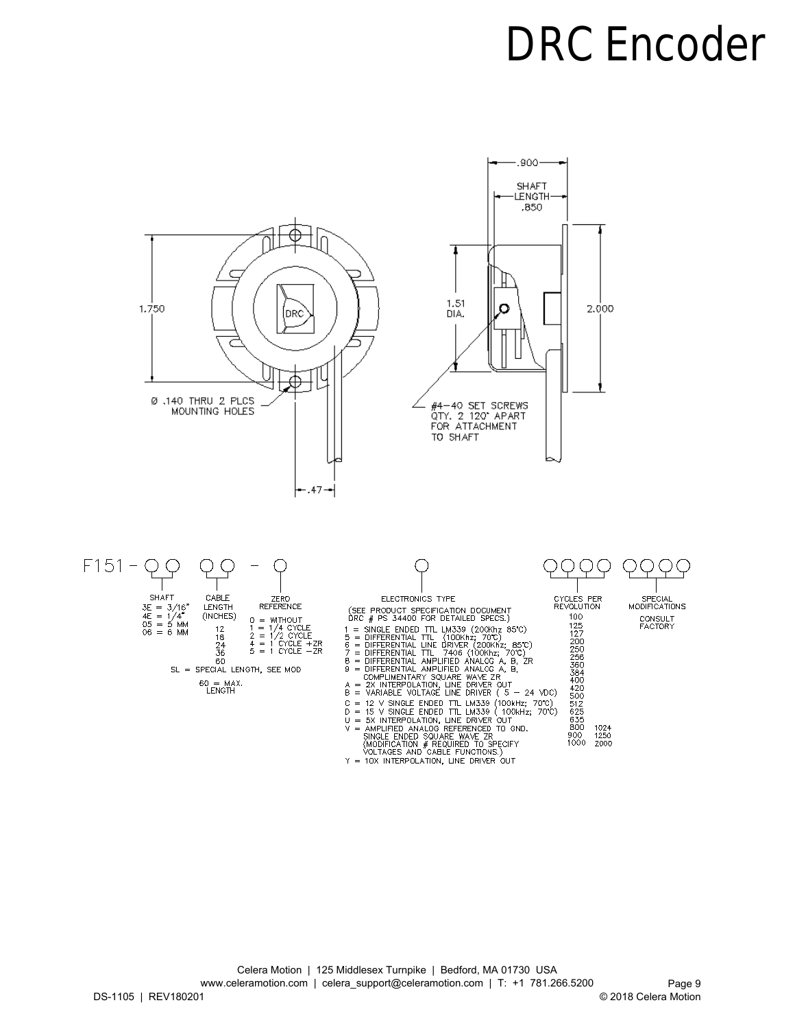# DRC Encoder

.900

SHAFT LENGTH .850

1.750

1.51 DIA.

2.000

Ø .140 THRU 2 PLCS MOUNTING HOLES

#4-40 SET SCREWS QTY. 2 120° APART FOR ATTACHMENT TO SHAFT

.47

F151 - ○○ ○○ - ○ ○ ○○○○ ○○○○

**SHAFT**
3E = 3/16"
4E = 1/4"
05 = 5 MM
06 = 6 MM

**CABLE LENGTH (INCHES)**
12
18
24
36
60
SL = SPECIAL LENGTH, SEE MOD
60 = MAX. LENGTH

**ZERO REFERENCE**
0 = WITHOUT
1 = 1/4 CYCLE
2 = 1/2 CYCLE
4 = 1 CYCLE +ZR
5 = 1 CYCLE −ZR

**ELECTRONICS TYPE**
(SEE PRODUCT SPECIFICATION DOCUMENT DRC # PS 34400 FOR DETAILED SPECS.)
1 = SINGLE ENDED TTL LM339 (200Khz 85°C)
5 = DIFFERENTIAL TTL (100Khz; 70°C)
6 = DIFFERENTIAL LINE DRIVER (200Khz; 85°C)
7 = DIFFERENTIAL TTL 7406 (100Khz; 70°C)
8 = DIFFERENTIAL AMPLIFIED ANALOG A, B, ZR
9 = DIFFERENTIAL AMPLIFIED ANALOG A, B, COMPLIMENTARY SQUARE WAVE ZR
A = 2X INTERPOLATION, LINE DRIVER OUT
B = VARIABLE VOLTAGE LINE DRIVER ( 5 − 24 VDC)
C = 12 V SINGLE ENDED TTL LM339 (100kHz; 70°C)
D = 15 V SINGLE ENDED TTL LM339 ( 100kHz; 70°C)
U = 5X INTERPOLATION, LINE DRIVER OUT
V = AMPLIFIED ANALOG REFERENCED TO GND. SINGLE ENDED SQUARE WAVE ZR (MODIFICATION # REQUIRED TO SPECIFY VOLTAGES AND CABLE FUNCTIONS.)
Y = 10X INTERPOLATION, LINE DRIVER OUT

**CYCLES PER REVOLUTION**
100
125
127
200
250
256
360
384
400
420
500
512
625
635
800
900
1000
1024
1250
2000

**SPECIAL MODIFICATIONS**
CONSULT FACTORY

Celera Motion | 125 Middlesex Turnpike | Bedford, MA 01730 USA
www.celeramotion.com | celera_support@celeramotion.com | T: +1 781.266.5200

DS-1105 | REV180201

© 2018 Celera Motion